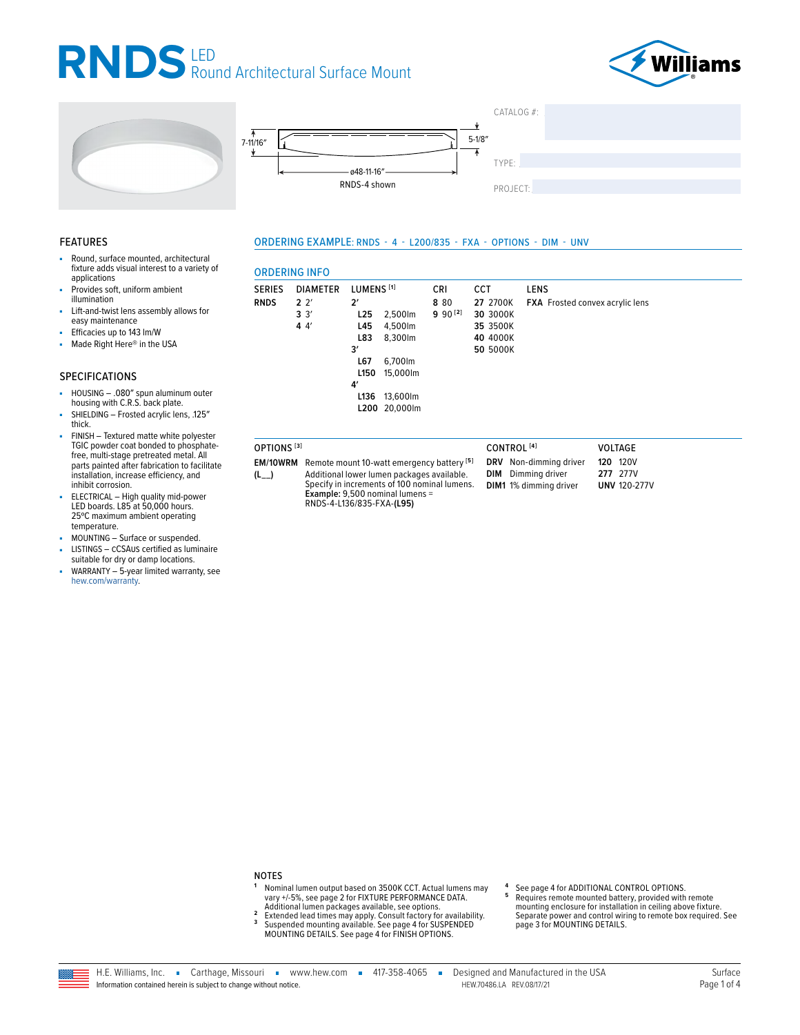# RNDS LED Round Architectural Surface Mount

7-11/16″ | 5-1/8″ | ø48-11-16″

RNDS-4 shown

CATALOG #:

TYPE:

PROJECT:

## FEATURES

- Round, surface mounted, architectural fixture adds visual interest to a variety of applications
- Provides soft, uniform ambient illumination
- Lift-and-twist lens assembly allows for easy maintenance
- Efficacies up to 143 lm/W
- Made Right Here® in the USA

## SPECIFICATIONS

- HOUSING – .080″ spun aluminum outer housing with C.R.S. back plate.
- SHIELDING – Frosted acrylic lens, .125″ thick.
- FINISH – Textured matte white polyester TGIC powder coat bonded to phosphate-free, multi-stage pretreated metal. All parts painted after fabrication to facilitate installation, increase efficiency, and inhibit corrosion.
- ELECTRICAL – High quality mid-power LED boards. L85 at 50,000 hours. 25°C maximum ambient operating temperature.
- MOUNTING – Surface or suspended.
- LISTINGS – cCSAus certified as luminaire suitable for dry or damp locations.
- WARRANTY – 5-year limited warranty, see hew.com/warranty.

## ORDERING EXAMPLE: RNDS - 4 - L200/835 - FXA - OPTIONS - DIM - UNV

## ORDERING INFO

| SERIES | DIAMETER | LUMENS [1] | CRI | CCT | LENS |
|---|---|---|---|---|---|
| **RNDS** | **2** 2′ | **2′** | **8** 80 | **27** 2700K | **FXA** Frosted convex acrylic lens |
| | **3** 3′ | **L25** 2,500lm | **9** 90 [2] | **30** 3000K | |
| | **4** 4′ | **L45** 4,500lm | | **35** 3500K | |
| | | **L83** 8,300lm | | **40** 4000K | |
| | | **3′** | | **50** 5000K | |
| | | **L67** 6,700lm | | | |
| | | **L150** 15,000lm | | | |
| | | **4′** | | | |
| | | **L136** 13,600lm | | | |
| | | **L200** 20,000lm | | | |

| OPTIONS [3] | | CONTROL [4] | VOLTAGE |
|---|---|---|---|
| **EM/10WRM** | Remote mount 10-watt emergency battery [5] | **DRV** Non-dimming driver | **120** 120V |
| **(L__)** | Additional lower lumen packages available. Specify in increments of 100 nominal lumens. **Example:** 9,500 nominal lumens = RNDS-4-L136/835-FXA-**(L95)** | **DIM** Dimming driver | **277** 277V |
| | | **DIM1** 1% dimming driver | **UNV** 120-277V |

## NOTES

1. Nominal lumen output based on 3500K CCT. Actual lumens may vary +/-5%, see page 2 for FIXTURE PERFORMANCE DATA. Additional lumen packages available, see options.
2. Extended lead times may apply. Consult factory for availability.
3. Suspended mounting available. See page 4 for SUSPENDED MOUNTING DETAILS. See page 4 for FINISH OPTIONS.
4. See page 4 for ADDITIONAL CONTROL OPTIONS.
5. Requires remote mounted battery, provided with remote mounting enclosure for installation in ceiling above fixture. Separate power and control wiring to remote box required. See page 3 for MOUNTING DETAILS.

H.E. Williams, Inc. ▪ Carthage, Missouri ▪ www.hew.com ▪ 417-358-4065 ▪ Designed and Manufactured in the USA

Information contained herein is subject to change without notice. HEW.70486.LA REV.08/17/21

Surface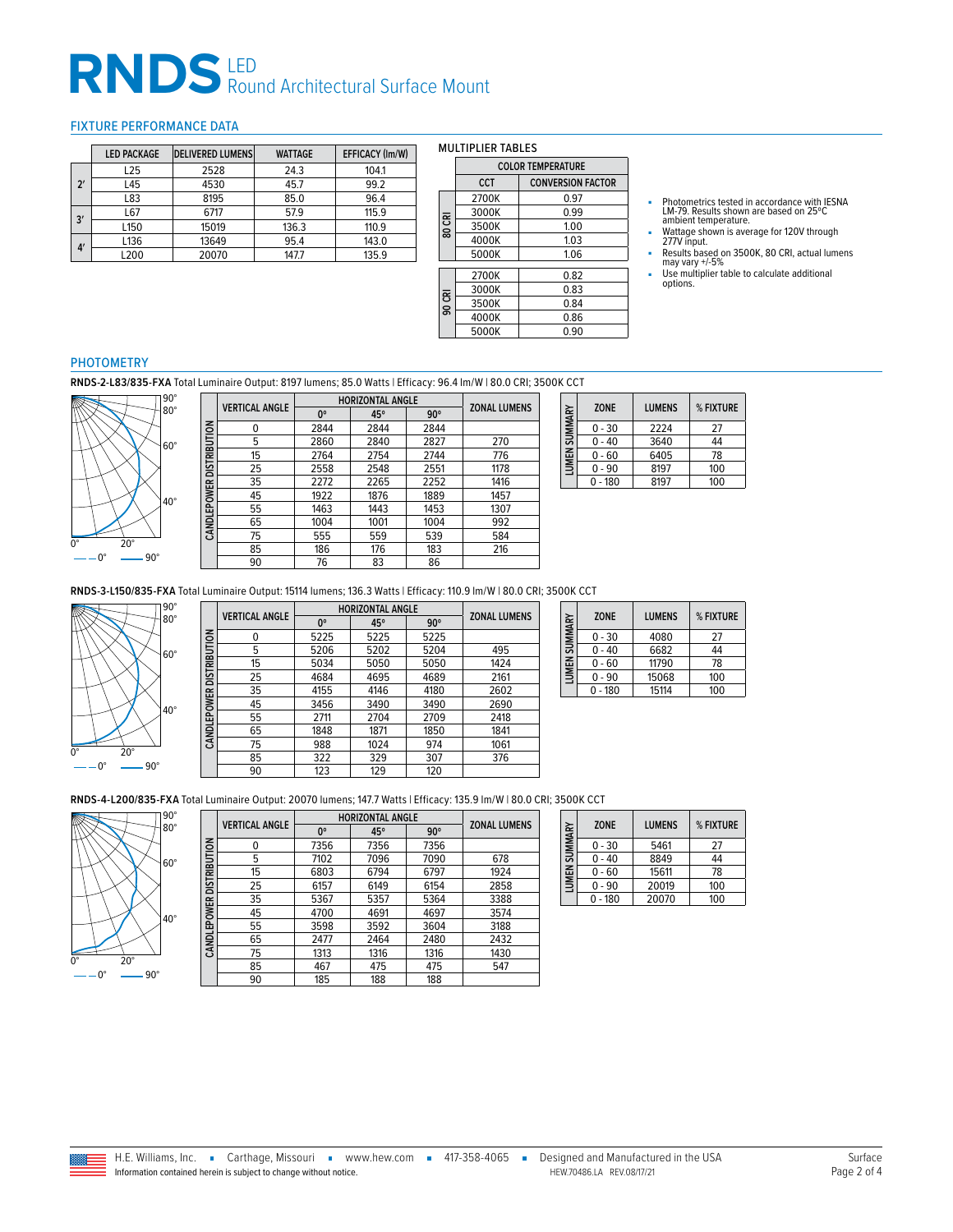# RNDS LED Round Architectural Surface Mount

## FIXTURE PERFORMANCE DATA

| | LED PACKAGE | DELIVERED LUMENS | WATTAGE | EFFICACY (lm/W) |
|---|---|---|---|---|
| 2′ | L25 | 2528 | 24.3 | 104.1 |
| | L45 | 4530 | 45.7 | 99.2 |
| | L83 | 8195 | 85.0 | 96.4 |
| 3′ | L67 | 6717 | 57.9 | 115.9 |
| | L150 | 15019 | 136.3 | 110.9 |
| 4′ | L136 | 13649 | 95.4 | 143.0 |
| | L200 | 20070 | 147.7 | 135.9 |

### MULTIPLIER TABLES

| | COLOR TEMPERATURE | |
|---|---|---|
| | CCT | CONVERSION FACTOR |
| 80 CRI | 2700K | 0.97 |
| | 3000K | 0.99 |
| | 3500K | 1.00 |
| | 4000K | 1.03 |
| | 5000K | 1.06 |
| 90 CRI | 2700K | 0.82 |
| | 3000K | 0.83 |
| | 3500K | 0.84 |
| | 4000K | 0.86 |
| | 5000K | 0.90 |

- Photometrics tested in accordance with IESNA LM-79. Results shown are based on 25ºC ambient temperature.
- Wattage shown is average for 120V through 277V input.
- Results based on 3500K, 80 CRI, actual lumens may vary +/-5%
- Use multiplier table to calculate additional options.

## PHOTOMETRY

**RNDS-2-L83/835-FXA** Total Luminaire Output: 8197 lumens; 85.0 Watts | Efficacy: 96.4 lm/W | 80.0 CRI; 3500K CCT

**CANDLEPOWER DISTRIBUTION**

| VERTICAL ANGLE | HORIZONTAL ANGLE 0° | 45° | 90° | ZONAL LUMENS |
|---|---|---|---|---|
| 0 | 2844 | 2844 | 2844 | |
| 5 | 2860 | 2840 | 2827 | 270 |
| 15 | 2764 | 2754 | 2744 | 776 |
| 25 | 2558 | 2548 | 2551 | 1178 |
| 35 | 2272 | 2265 | 2252 | 1416 |
| 45 | 1922 | 1876 | 1889 | 1457 |
| 55 | 1463 | 1443 | 1453 | 1307 |
| 65 | 1004 | 1001 | 1004 | 992 |
| 75 | 555 | 559 | 539 | 584 |
| 85 | 186 | 176 | 183 | 216 |
| 90 | 76 | 83 | 86 | |

**LUMEN SUMMARY**

| ZONE | LUMENS | % FIXTURE |
|---|---|---|
| 0 - 30 | 2224 | 27 |
| 0 - 40 | 3640 | 44 |
| 0 - 60 | 6405 | 78 |
| 0 - 90 | 8197 | 100 |
| 0 - 180 | 8197 | 100 |

**RNDS-3-L150/835-FXA** Total Luminaire Output: 15114 lumens; 136.3 Watts | Efficacy: 110.9 lm/W | 80.0 CRI; 3500K CCT

**CANDLEPOWER DISTRIBUTION**

| VERTICAL ANGLE | HORIZONTAL ANGLE 0° | 45° | 90° | ZONAL LUMENS |
|---|---|---|---|---|
| 0 | 5225 | 5225 | 5225 | |
| 5 | 5206 | 5202 | 5204 | 495 |
| 15 | 5034 | 5050 | 5050 | 1424 |
| 25 | 4684 | 4695 | 4689 | 2161 |
| 35 | 4155 | 4146 | 4180 | 2602 |
| 45 | 3456 | 3490 | 3490 | 2690 |
| 55 | 2711 | 2704 | 2709 | 2418 |
| 65 | 1848 | 1871 | 1850 | 1841 |
| 75 | 988 | 1024 | 974 | 1061 |
| 85 | 322 | 329 | 307 | 376 |
| 90 | 123 | 129 | 120 | |

**LUMEN SUMMARY**

| ZONE | LUMENS | % FIXTURE |
|---|---|---|
| 0 - 30 | 4080 | 27 |
| 0 - 40 | 6682 | 44 |
| 0 - 60 | 11790 | 78 |
| 0 - 90 | 15068 | 100 |
| 0 - 180 | 15114 | 100 |

**RNDS-4-L200/835-FXA** Total Luminaire Output: 20070 lumens; 147.7 Watts | Efficacy: 135.9 lm/W | 80.0 CRI; 3500K CCT

**CANDLEPOWER DISTRIBUTION**

| VERTICAL ANGLE | HORIZONTAL ANGLE 0° | 45° | 90° | ZONAL LUMENS |
|---|---|---|---|---|
| 0 | 7356 | 7356 | 7356 | |
| 5 | 7102 | 7096 | 7090 | 678 |
| 15 | 6803 | 6794 | 6797 | 1924 |
| 25 | 6157 | 6149 | 6154 | 2858 |
| 35 | 5367 | 5357 | 5364 | 3388 |
| 45 | 4700 | 4691 | 4697 | 3574 |
| 55 | 3598 | 3592 | 3604 | 3188 |
| 65 | 2477 | 2464 | 2480 | 2432 |
| 75 | 1313 | 1316 | 1316 | 1430 |
| 85 | 467 | 475 | 475 | 547 |
| 90 | 185 | 188 | 188 | |

**LUMEN SUMMARY**

| ZONE | LUMENS | % FIXTURE |
|---|---|---|
| 0 - 30 | 5461 | 27 |
| 0 - 40 | 8849 | 44 |
| 0 - 60 | 15611 | 78 |
| 0 - 90 | 20019 | 100 |
| 0 - 180 | 20070 | 100 |

H.E. Williams, Inc. ▪ Carthage, Missouri ▪ www.hew.com ▪ 417-358-4065 ▪ Designed and Manufactured in the USA

Information contained herein is subject to change without notice. HEW.70486.LA REV.08/17/21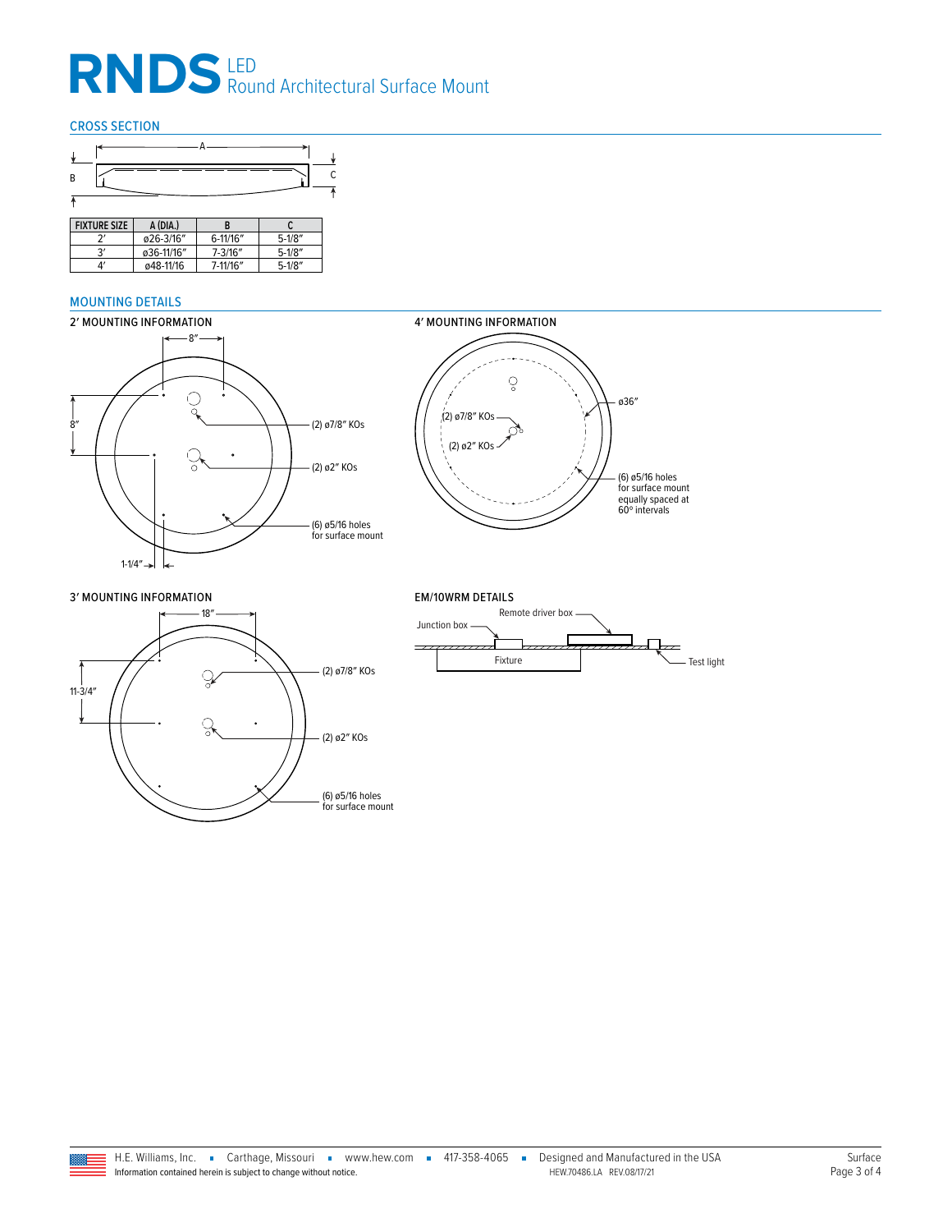# RNDS LED Round Architectural Surface Mount

## CROSS SECTION

| FIXTURE SIZE | A (DIA.) | B | C |
|---|---|---|---|
| 2′ | ø26-3/16″ | 6-11/16″ | 5-1/8″ |
| 3′ | ø36-11/16″ | 7-3/16″ | 5-1/8″ |
| 4′ | ø48-11/16 | 7-11/16″ | 5-1/8″ |

## MOUNTING DETAILS

### 2′ MOUNTING INFORMATION

8″

8″

(2) ø7/8″ KOs

(2) ø2″ KOs

(6) ø5/16 holes for surface mount

1-1/4″

### 4′ MOUNTING INFORMATION

ø36″

(2) ø7/8″ KOs

(2) ø2″ KOs

(6) ø5/16 holes for surface mount equally spaced at 60° intervals

### 3′ MOUNTING INFORMATION

18″

11-3/4″

(2) ø7/8″ KOs

(2) ø2″ KOs

(6) ø5/16 holes for surface mount

### EM/10WRM DETAILS

Remote driver box

Junction box

Fixture

Test light

H.E. Williams, Inc. ▪ Carthage, Missouri ▪ www.hew.com ▪ 417-358-4065 ▪ Designed and Manufactured in the USA

Information contained herein is subject to change without notice. HEW.70486.LA REV.08/17/21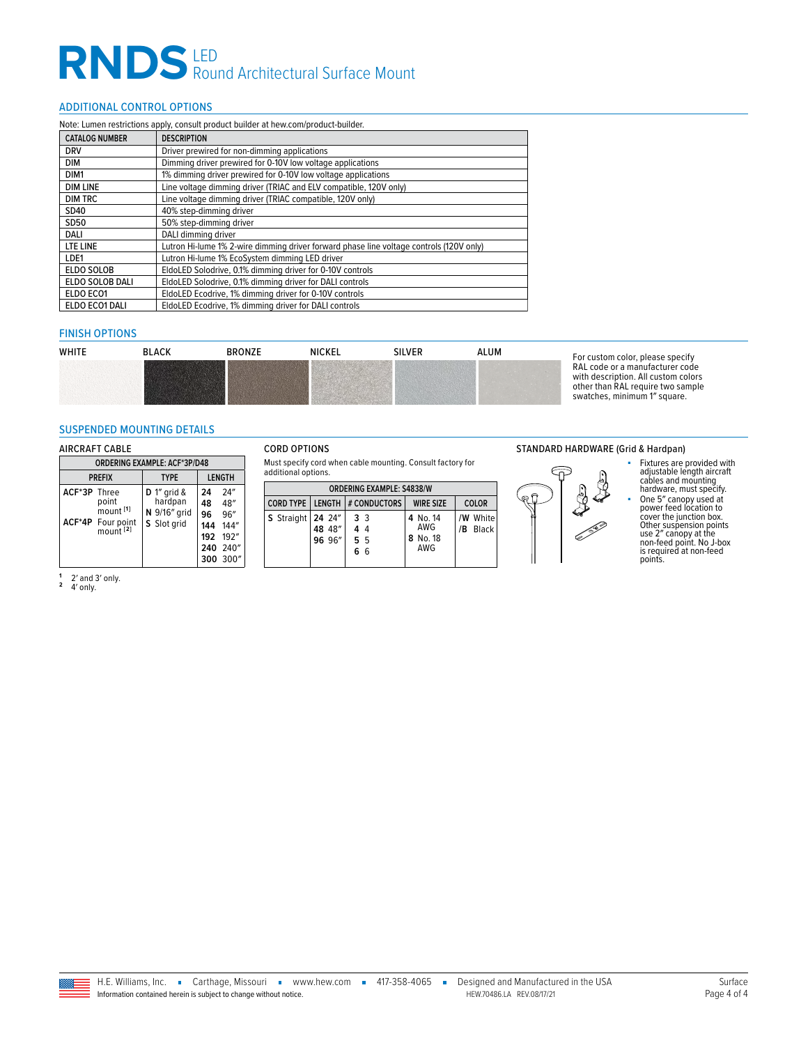# RNDS LED Round Architectural Surface Mount

## ADDITIONAL CONTROL OPTIONS

Note: Lumen restrictions apply, consult product builder at hew.com/product-builder.

| CATALOG NUMBER | DESCRIPTION |
|---|---|
| DRV | Driver prewired for non-dimming applications |
| DIM | Dimming driver prewired for 0-10V low voltage applications |
| DIM1 | 1% dimming driver prewired for 0-10V low voltage applications |
| DIM LINE | Line voltage dimming driver (TRIAC and ELV compatible, 120V only) |
| DIM TRC | Line voltage dimming driver (TRIAC compatible, 120V only) |
| SD40 | 40% step-dimming driver |
| SD50 | 50% step-dimming driver |
| DALI | DALI dimming driver |
| LTE LINE | Lutron Hi-lume 1% 2-wire dimming driver forward phase line voltage controls (120V only) |
| LDE1 | Lutron Hi-lume 1% EcoSystem dimming LED driver |
| ELDO SOLOB | EldoLED Solodrive, 0.1% dimming driver for 0-10V controls |
| ELDO SOLOB DALI | EldoLED Solodrive, 0.1% dimming driver for DALI controls |
| ELDO ECO1 | EldoLED Ecodrive, 1% dimming driver for 0-10V controls |
| ELDO ECO1 DALI | EldoLED Ecodrive, 1% dimming driver for DALI controls |

## FINISH OPTIONS

WHITE · BLACK · BRONZE · NICKEL · SILVER · ALUM

For custom color, please specify RAL code or a manufacturer code with description. All custom colors other than RAL require two sample swatches, minimum 1" square.

## SUSPENDED MOUNTING DETAILS

### AIRCRAFT CABLE

| ORDERING EXAMPLE: ACF*3P/D48 | | |
|---|---|---|
| PREFIX | TYPE | LENGTH |
| **ACF*3P** Three point mount [1]<br>**ACF*4P** Four point mount [2] | **D** 1" grid & hardpan<br>**N** 9/16" grid<br>**S** Slot grid | **24** 24"<br>**48** 48"<br>**96** 96"<br>**144** 144"<br>**192** 192"<br>**240** 240"<br>**300** 300" |

[1] 2' and 3' only.
[2] 4' only.

### CORD OPTIONS

Must specify cord when cable mounting. Consult factory for additional options.

| ORDERING EXAMPLE: S4838/W | | | | |
|---|---|---|---|---|
| CORD TYPE | LENGTH | # CONDUCTORS | WIRE SIZE | COLOR |
| **S** Straight | **24** 24"<br>**48** 48"<br>**96** 96" | **3** 3<br>**4** 4<br>**5** 5<br>**6** 6 | **4** No. 14 AWG<br>**8** No. 18 AWG | **/W** White<br>**/B** Black |

### STANDARD HARDWARE (Grid & Hardpan)

- Fixtures are provided with adjustable length aircraft cables and mounting hardware, must specify.
- One 5" canopy used at power feed location to cover the junction box. Other suspension points use 2" canopy at the non-feed point. No J-box is required at non-feed points.

H.E. Williams, Inc. ▪ Carthage, Missouri ▪ www.hew.com ▪ 417-358-4065 ▪ Designed and Manufactured in the USA
Information contained herein is subject to change without notice. HEW.70486.LA REV.08/17/21